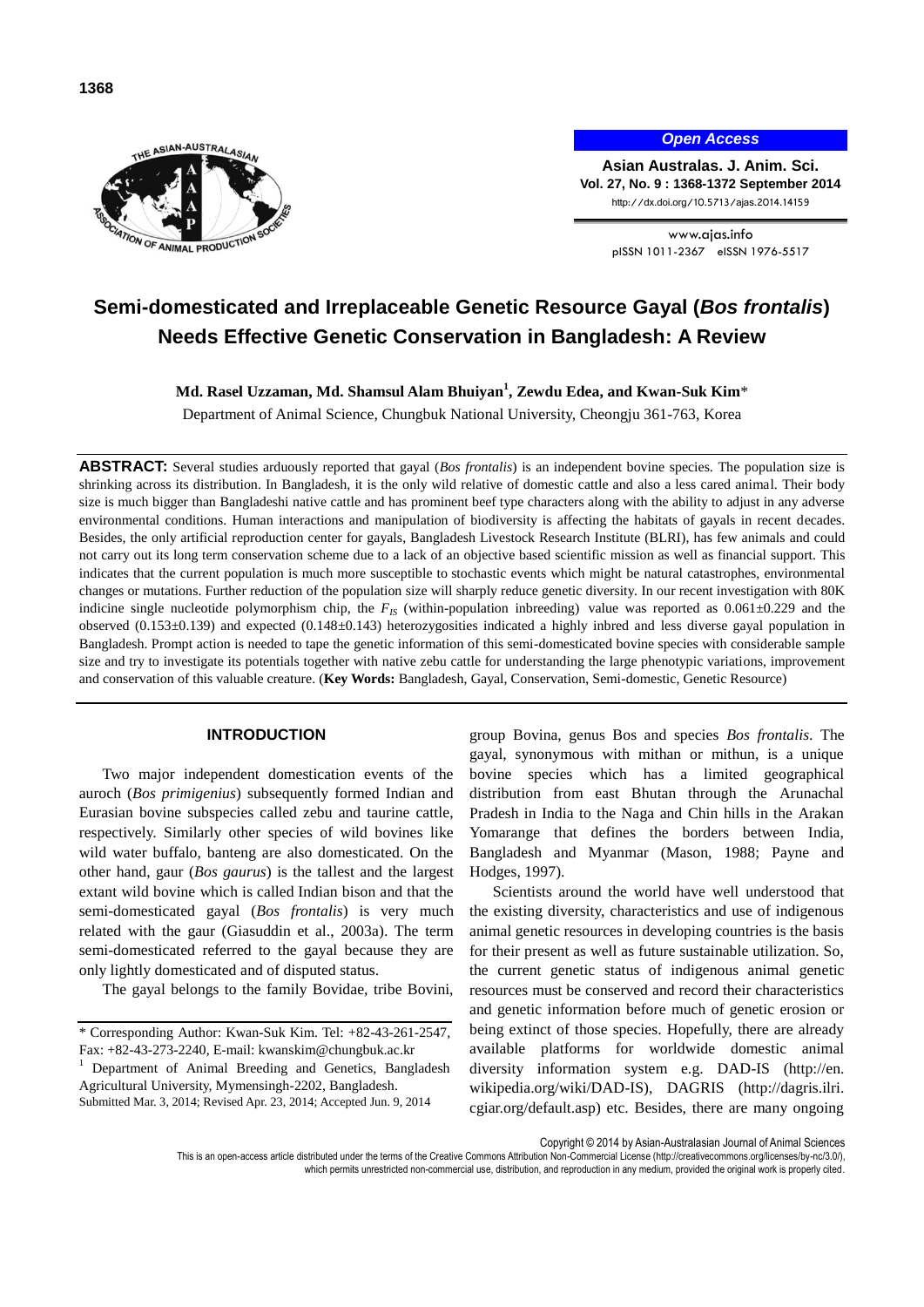# Semi-domesticated and Irreplaceable Genetic Resource Gayal (*Bos frontalis*) Needs Effective Genetic Conservation in Bangladesh: A Review

**Md. Rasel Uzzaman, Md. Shamsul Alam Bhuiyan[1], Zewdu Edea, and Kwan-Suk Kim***

Department of Animal Science, Chungbuk National University, Cheongju 361-763, Korea

**ABSTRACT:** Several studies arduously reported that gayal (*Bos frontalis*) is an independent bovine species. The population size is shrinking across its distribution. In Bangladesh, it is the only wild relative of domestic cattle and also a less cared animal. Their body size is much bigger than Bangladeshi native cattle and has prominent beef type characters along with the ability to adjust in any adverse environmental conditions. Human interactions and manipulation of biodiversity is affecting the habitats of gayals in recent decades. Besides, the only artificial reproduction center for gayals, Bangladesh Livestock Research Institute (BLRI), has few animals and could not carry out its long term conservation scheme due to a lack of an objective based scientific mission as well as financial support. This indicates that the current population is much more susceptible to stochastic events which might be natural catastrophes, environmental changes or mutations. Further reduction of the population size will sharply reduce genetic diversity. In our recent investigation with 80K indicine single nucleotide polymorphism chip, the $F_{IS}$ (within-population inbreeding) value was reported as 0.061±0.229 and the observed (0.153±0.139) and expected (0.148±0.143) heterozygosities indicated a highly inbred and less diverse gayal population in Bangladesh. Prompt action is needed to tape the genetic information of this semi-domesticated bovine species with considerable sample size and try to investigate its potentials together with native zebu cattle for understanding the large phenotypic variations, improvement and conservation of this valuable creature. (**Key Words:** Bangladesh, Gayal, Conservation, Semi-domestic, Genetic Resource)

## INTRODUCTION

Two major independent domestication events of the auroch (*Bos primigenius*) subsequently formed Indian and Eurasian bovine subspecies called zebu and taurine cattle, respectively. Similarly other species of wild bovines like wild water buffalo, banteng are also domesticated. On the other hand, gaur (*Bos gaurus*) is the tallest and the largest extant wild bovine which is called Indian bison and that the semi-domesticated gayal (*Bos frontalis*) is very much related with the gaur (Giasuddin et al., 2003a). The term semi-domesticated referred to the gayal because they are only lightly domesticated and of disputed status.

The gayal belongs to the family Bovidae, tribe Bovini, group Bovina, genus Bos and species *Bos frontalis*. The gayal, synonymous with mithan or mithun, is a unique bovine species which has a limited geographical distribution from east Bhutan through the Arunachal Pradesh in India to the Naga and Chin hills in the Arakan Yomarange that defines the borders between India, Bangladesh and Myanmar (Mason, 1988; Payne and Hodges, 1997).

Scientists around the world have well understood that the existing diversity, characteristics and use of indigenous animal genetic resources in developing countries is the basis for their present as well as future sustainable utilization. So, the current genetic status of indigenous animal genetic resources must be conserved and record their characteristics and genetic information before much of genetic erosion or being extinct of those species. Hopefully, there are already available platforms for worldwide domestic animal diversity information system e.g. DAD-IS (http://en.wikipedia.org/wiki/DAD-IS), DAGRIS (http://dagris.ilri.cgiar.org/default.asp) etc. Besides, there are many ongoing

* Corresponding Author: Kwan-Suk Kim. Tel: +82-43-261-2547, Fax: +82-43-273-2240, E-mail: kwanskim@chungbuk.ac.kr

[1] Department of Animal Breeding and Genetics, Bangladesh Agricultural University, Mymensingh-2202, Bangladesh.

Submitted Mar. 3, 2014; Revised Apr. 23, 2014; Accepted Jun. 9, 2014

Copyright © 2014 by Asian-Australasian Journal of Animal Sciences

This is an open-access article distributed under the terms of the Creative Commons Attribution Non-Commercial License (http://creativecommons.org/licenses/by-nc/3.0/), which permits unrestricted non-commercial use, distribution, and reproduction in any medium, provided the original work is properly cited.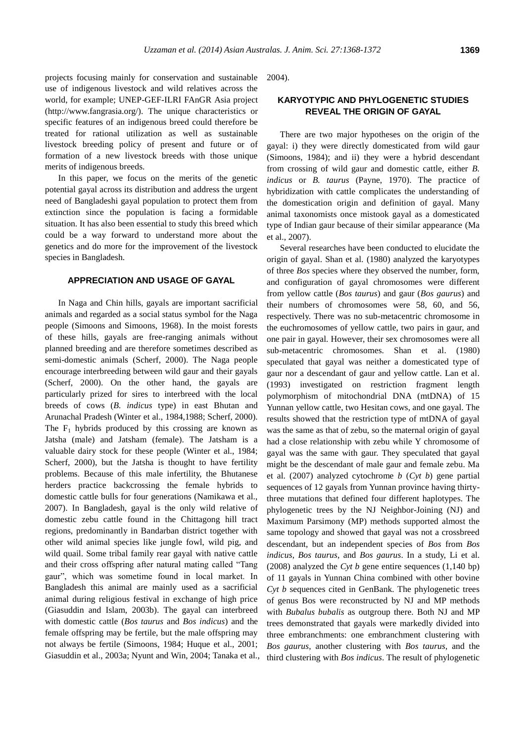projects focusing mainly for conservation and sustainable use of indigenous livestock and wild relatives across the world, for example; UNEP-GEF-ILRI FAnGR Asia project (http://www.fangrasia.org/). The unique characteristics or specific features of an indigenous breed could therefore be treated for rational utilization as well as sustainable livestock breeding policy of present and future or of formation of a new livestock breeds with those unique merits of indigenous breeds.

In this paper, we focus on the merits of the genetic potential gayal across its distribution and address the urgent need of Bangladeshi gayal population to protect them from extinction since the population is facing a formidable situation. It has also been essential to study this breed which could be a way forward to understand more about the genetics and do more for the improvement of the livestock species in Bangladesh.

## APPRECIATION AND USAGE OF GAYAL

In Naga and Chin hills, gayals are important sacrificial animals and regarded as a social status symbol for the Naga people (Simoons and Simoons, 1968). In the moist forests of these hills, gayals are free-ranging animals without planned breeding and are therefore sometimes described as semi-domestic animals (Scherf, 2000). The Naga people encourage interbreeding between wild gaur and their gayals (Scherf, 2000). On the other hand, the gayals are particularly prized for sires to interbreed with the local breeds of cows (*B. indicus* type) in east Bhutan and Arunachal Pradesh (Winter et al., 1984,1988; Scherf, 2000). The $F_1$ hybrids produced by this crossing are known as Jatsha (male) and Jatsham (female). The Jatsham is a valuable dairy stock for these people (Winter et al., 1984; Scherf, 2000), but the Jatsha is thought to have fertility problems. Because of this male infertility, the Bhutanese herders practice backcrossing the female hybrids to domestic cattle bulls for four generations (Namikawa et al., 2007). In Bangladesh, gayal is the only wild relative of domestic zebu cattle found in the Chittagong hill tract regions, predominantly in Bandarban district together with other wild animal species like jungle fowl, wild pig, and wild quail. Some tribal family rear gayal with native cattle and their cross offspring after natural mating called "Tang gaur", which was sometime found in local market. In Bangladesh this animal are mainly used as a sacrificial animal during religious festival in exchange of high price (Giasuddin and Islam, 2003b). The gayal can interbreed with domestic cattle (*Bos taurus* and *Bos indicus*) and the female offspring may be fertile, but the male offspring may not always be fertile (Simoons, 1984; Huque et al., 2001; Giasuddin et al., 2003a; Nyunt and Win, 2004; Tanaka et al., 2004).

## KARYOTYPIC AND PHYLOGENETIC STUDIES REVEAL THE ORIGIN OF GAYAL

There are two major hypotheses on the origin of the gayal: i) they were directly domesticated from wild gaur (Simoons, 1984); and ii) they were a hybrid descendant from crossing of wild gaur and domestic cattle, either *B. indicus* or *B. taurus* (Payne, 1970). The practice of hybridization with cattle complicates the understanding of the domestication origin and definition of gayal. Many animal taxonomists once mistook gayal as a domesticated type of Indian gaur because of their similar appearance (Ma et al., 2007).

Several researches have been conducted to elucidate the origin of gayal. Shan et al. (1980) analyzed the karyotypes of three *Bos* species where they observed the number, form, and configuration of gayal chromosomes were different from yellow cattle (*Bos taurus*) and gaur (*Bos gaurus*) and their numbers of chromosomes were 58, 60, and 56, respectively. There was no sub-metacentric chromosome in the euchromosomes of yellow cattle, two pairs in gaur, and one pair in gayal. However, their sex chromosomes were all sub-metacentric chromosomes. Shan et al. (1980) speculated that gayal was neither a domesticated type of gaur nor a descendant of gaur and yellow cattle. Lan et al. (1993) investigated on restriction fragment length polymorphism of mitochondrial DNA (mtDNA) of 15 Yunnan yellow cattle, two Hesitan cows, and one gayal. The results showed that the restriction type of mtDNA of gayal was the same as that of zebu, so the maternal origin of gayal had a close relationship with zebu while Y chromosome of gayal was the same with gaur. They speculated that gayal might be the descendant of male gaur and female zebu. Ma et al. (2007) analyzed cytochrome *b* (*Cyt b*) gene partial sequences of 12 gayals from Yunnan province having thirty-three mutations that defined four different haplotypes. The phylogenetic trees by the NJ Neighbor-Joining (NJ) and Maximum Parsimony (MP) methods supported almost the same topology and showed that gayal was not a crossbreed descendant, but an independent species of *Bos* from *Bos indicus*, *Bos taurus*, and *Bos gaurus*. In a study, Li et al. (2008) analyzed the *Cyt b* gene entire sequences (1,140 bp) of 11 gayals in Yunnan China combined with other bovine *Cyt b* sequences cited in GenBank. The phylogenetic trees of genus Bos were reconstructed by NJ and MP methods with *Bubalus bubalis* as outgroup there. Both NJ and MP trees demonstrated that gayals were markedly divided into three embranchments: one embranchment clustering with *Bos gaurus*, another clustering with *Bos taurus*, and the third clustering with *Bos indicus*. The result of phylogenetic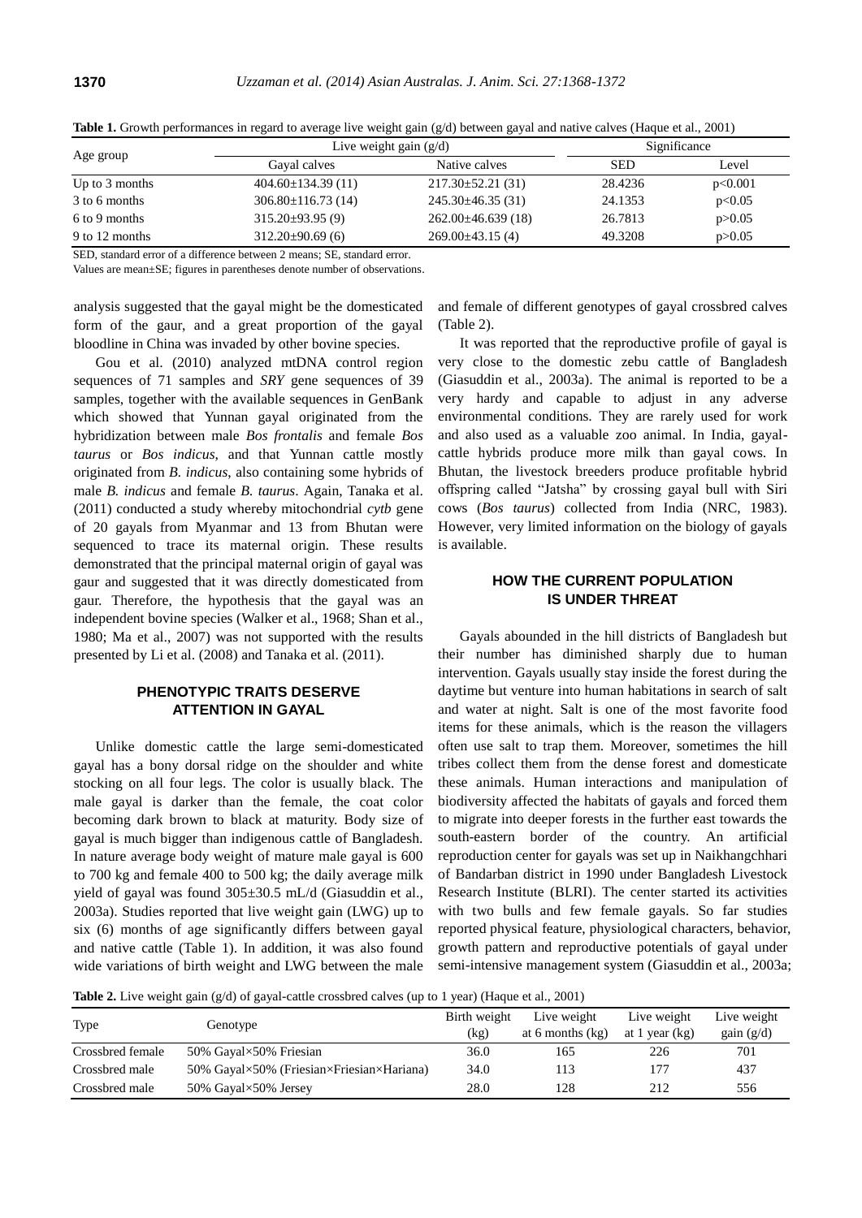**Table 1.** Growth performances in regard to average live weight gain (g/d) between gayal and native calves (Haque et al., 2001)

| Age group | Live weight gain (g/d) | | Significance | |
|---|---|---|---|---|
| | Gayal calves | Native calves | SED | Level |
| Up to 3 months | 404.60±134.39 (11) | 217.30±52.21 (31) | 28.4236 | p<0.001 |
| 3 to 6 months | 306.80±116.73 (14) | 245.30±46.35 (31) | 24.1353 | p<0.05 |
| 6 to 9 months | 315.20±93.95 (9) | 262.00±46.639 (18) | 26.7813 | p>0.05 |
| 9 to 12 months | 312.20±90.69 (6) | 269.00±43.15 (4) | 49.3208 | p>0.05 |

SED, standard error of a difference between 2 means; SE, standard error.

Values are mean±SE; figures in parentheses denote number of observations.

analysis suggested that the gayal might be the domesticated form of the gaur, and a great proportion of the gayal bloodline in China was invaded by other bovine species.

Gou et al. (2010) analyzed mtDNA control region sequences of 71 samples and *SRY* gene sequences of 39 samples, together with the available sequences in GenBank which showed that Yunnan gayal originated from the hybridization between male *Bos frontalis* and female *Bos taurus* or *Bos indicus*, and that Yunnan cattle mostly originated from *B. indicus*, also containing some hybrids of male *B. indicus* and female *B. taurus*. Again, Tanaka et al. (2011) conducted a study whereby mitochondrial *cytb* gene of 20 gayals from Myanmar and 13 from Bhutan were sequenced to trace its maternal origin. These results demonstrated that the principal maternal origin of gayal was gaur and suggested that it was directly domesticated from gaur. Therefore, the hypothesis that the gayal was an independent bovine species (Walker et al., 1968; Shan et al., 1980; Ma et al., 2007) was not supported with the results presented by Li et al. (2008) and Tanaka et al. (2011).

## PHENOTYPIC TRAITS DESERVE ATTENTION IN GAYAL

Unlike domestic cattle the large semi-domesticated gayal has a bony dorsal ridge on the shoulder and white stocking on all four legs. The color is usually black. The male gayal is darker than the female, the coat color becoming dark brown to black at maturity. Body size of gayal is much bigger than indigenous cattle of Bangladesh. In nature average body weight of mature male gayal is 600 to 700 kg and female 400 to 500 kg; the daily average milk yield of gayal was found 305±30.5 mL/d (Giasuddin et al., 2003a). Studies reported that live weight gain (LWG) up to six (6) months of age significantly differs between gayal and native cattle (Table 1). In addition, it was also found wide variations of birth weight and LWG between the male and female of different genotypes of gayal crossbred calves (Table 2).

It was reported that the reproductive profile of gayal is very close to the domestic zebu cattle of Bangladesh (Giasuddin et al., 2003a). The animal is reported to be a very hardy and capable to adjust in any adverse environmental conditions. They are rarely used for work and also used as a valuable zoo animal. In India, gayal-cattle hybrids produce more milk than gayal cows. In Bhutan, the livestock breeders produce profitable hybrid offspring called "Jatsha" by crossing gayal bull with Siri cows (*Bos taurus*) collected from India (NRC, 1983). However, very limited information on the biology of gayals is available.

## HOW THE CURRENT POPULATION IS UNDER THREAT

Gayals abounded in the hill districts of Bangladesh but their number has diminished sharply due to human intervention. Gayals usually stay inside the forest during the daytime but venture into human habitations in search of salt and water at night. Salt is one of the most favorite food items for these animals, which is the reason the villagers often use salt to trap them. Moreover, sometimes the hill tribes collect them from the dense forest and domesticate these animals. Human interactions and manipulation of biodiversity affected the habitats of gayals and forced them to migrate into deeper forests in the further east towards the south-eastern border of the country. An artificial reproduction center for gayals was set up in Naikhangchhari of Bandarban district in 1990 under Bangladesh Livestock Research Institute (BLRI). The center started its activities with two bulls and few female gayals. So far studies reported physical feature, physiological characters, behavior, growth pattern and reproductive potentials of gayal under semi-intensive management system (Giasuddin et al., 2003a;

**Table 2.** Live weight gain (g/d) of gayal-cattle crossbred calves (up to 1 year) (Haque et al., 2001)

| Type | Genotype | Birth weight (kg) | Live weight at 6 months (kg) | Live weight at 1 year (kg) | Live weight gain (g/d) |
|---|---|---|---|---|---|
| Crossbred female | 50% Gayal×50% Friesian | 36.0 | 165 | 226 | 701 |
| Crossbred male | 50% Gayal×50% (Friesian×Friesian×Hariana) | 34.0 | 113 | 177 | 437 |
| Crossbred male | 50% Gayal×50% Jersey | 28.0 | 128 | 212 | 556 |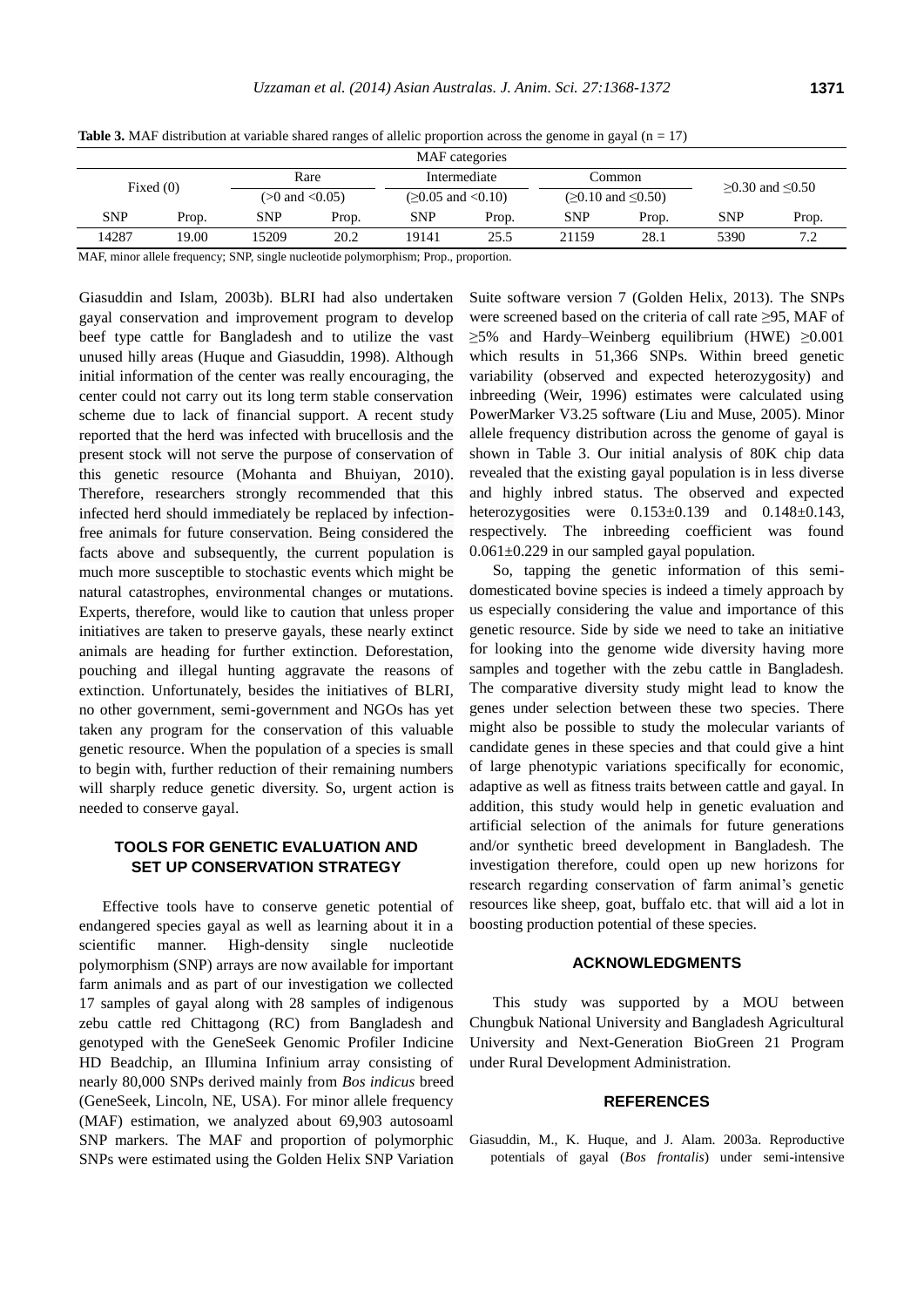**Table 3.** MAF distribution at variable shared ranges of allelic proportion across the genome in gayal (n = 17)

| MAF categories | | | | | | | | | |
|---|---|---|---|---|---|---|---|---|---|
| Fixed (0) | | Rare (>0 and <0.05) | | Intermediate (≥0.05 and <0.10) | | Common (≥0.10 and ≤0.50) | | ≥0.30 and ≤0.50 | |
| SNP | Prop. | SNP | Prop. | SNP | Prop. | SNP | Prop. | SNP | Prop. |
| 14287 | 19.00 | 15209 | 20.2 | 19141 | 25.5 | 21159 | 28.1 | 5390 | 7.2 |

MAF, minor allele frequency; SNP, single nucleotide polymorphism; Prop., proportion.

Giasuddin and Islam, 2003b). BLRI had also undertaken gayal conservation and improvement program to develop beef type cattle for Bangladesh and to utilize the vast unused hilly areas (Huque and Giasuddin, 1998). Although initial information of the center was really encouraging, the center could not carry out its long term stable conservation scheme due to lack of financial support. A recent study reported that the herd was infected with brucellosis and the present stock will not serve the purpose of conservation of this genetic resource (Mohanta and Bhuiyan, 2010). Therefore, researchers strongly recommended that this infected herd should immediately be replaced by infection-free animals for future conservation. Being considered the facts above and subsequently, the current population is much more susceptible to stochastic events which might be natural catastrophes, environmental changes or mutations. Experts, therefore, would like to caution that unless proper initiatives are taken to preserve gayals, these nearly extinct animals are heading for further extinction. Deforestation, pouching and illegal hunting aggravate the reasons of extinction. Unfortunately, besides the initiatives of BLRI, no other government, semi-government and NGOs has yet taken any program for the conservation of this valuable genetic resource. When the population of a species is small to begin with, further reduction of their remaining numbers will sharply reduce genetic diversity. So, urgent action is needed to conserve gayal.

## TOOLS FOR GENETIC EVALUATION AND SET UP CONSERVATION STRATEGY

Effective tools have to conserve genetic potential of endangered species gayal as well as learning about it in a scientific manner. High-density single nucleotide polymorphism (SNP) arrays are now available for important farm animals and as part of our investigation we collected 17 samples of gayal along with 28 samples of indigenous zebu cattle red Chittagong (RC) from Bangladesh and genotyped with the GeneSeek Genomic Profiler Indicine HD Beadchip, an Illumina Infinium array consisting of nearly 80,000 SNPs derived mainly from *Bos indicus* breed (GeneSeek, Lincoln, NE, USA). For minor allele frequency (MAF) estimation, we analyzed about 69,903 autosoaml SNP markers. The MAF and proportion of polymorphic SNPs were estimated using the Golden Helix SNP Variation Suite software version 7 (Golden Helix, 2013). The SNPs were screened based on the criteria of call rate ≥95, MAF of ≥5% and Hardy–Weinberg equilibrium (HWE) ≥0.001 which results in 51,366 SNPs. Within breed genetic variability (observed and expected heterozygosity) and inbreeding (Weir, 1996) estimates were calculated using PowerMarker V3.25 software (Liu and Muse, 2005). Minor allele frequency distribution across the genome of gayal is shown in Table 3. Our initial analysis of 80K chip data revealed that the existing gayal population is in less diverse and highly inbred status. The observed and expected heterozygosities were 0.153±0.139 and 0.148±0.143, respectively. The inbreeding coefficient was found 0.061±0.229 in our sampled gayal population.

So, tapping the genetic information of this semi-domesticated bovine species is indeed a timely approach by us especially considering the value and importance of this genetic resource. Side by side we need to take an initiative for looking into the genome wide diversity having more samples and together with the zebu cattle in Bangladesh. The comparative diversity study might lead to know the genes under selection between these two species. There might also be possible to study the molecular variants of candidate genes in these species and that could give a hint of large phenotypic variations specifically for economic, adaptive as well as fitness traits between cattle and gayal. In addition, this study would help in genetic evaluation and artificial selection of the animals for future generations and/or synthetic breed development in Bangladesh. The investigation therefore, could open up new horizons for research regarding conservation of farm animal's genetic resources like sheep, goat, buffalo etc. that will aid a lot in boosting production potential of these species.

## ACKNOWLEDGMENTS

This study was supported by a MOU between Chungbuk National University and Bangladesh Agricultural University and Next-Generation BioGreen 21 Program under Rural Development Administration.

## REFERENCES

Giasuddin, M., K. Huque, and J. Alam. 2003a. Reproductive potentials of gayal (*Bos frontalis*) under semi-intensive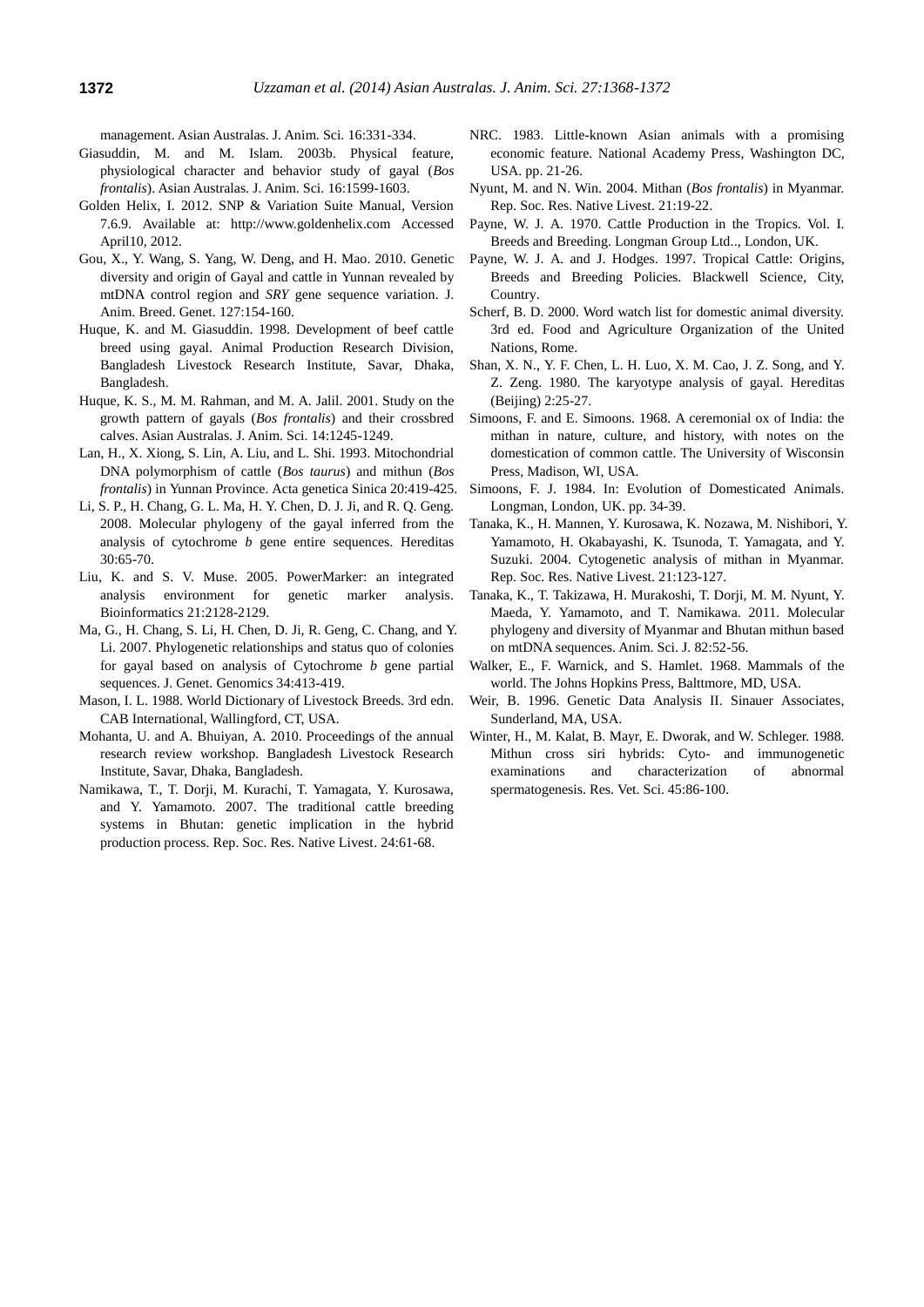management. Asian Australas. J. Anim. Sci. 16:331-334.

Giasuddin, M. and M. Islam. 2003b. Physical feature, physiological character and behavior study of gayal (*Bos frontalis*). Asian Australas. J. Anim. Sci. 16:1599-1603.

Golden Helix, I. 2012. SNP & Variation Suite Manual, Version 7.6.9. Available at: http://www.goldenhelix.com Accessed April10, 2012.

Gou, X., Y. Wang, S. Yang, W. Deng, and H. Mao. 2010. Genetic diversity and origin of Gayal and cattle in Yunnan revealed by mtDNA control region and *SRY* gene sequence variation. J. Anim. Breed. Genet. 127:154-160.

Huque, K. and M. Giasuddin. 1998. Development of beef cattle breed using gayal. Animal Production Research Division, Bangladesh Livestock Research Institute, Savar, Dhaka, Bangladesh.

Huque, K. S., M. M. Rahman, and M. A. Jalil. 2001. Study on the growth pattern of gayals (*Bos frontalis*) and their crossbred calves. Asian Australas. J. Anim. Sci. 14:1245-1249.

Lan, H., X. Xiong, S. Lin, A. Liu, and L. Shi. 1993. Mitochondrial DNA polymorphism of cattle (*Bos taurus*) and mithun (*Bos frontalis*) in Yunnan Province. Acta genetica Sinica 20:419-425.

Li, S. P., H. Chang, G. L. Ma, H. Y. Chen, D. J. Ji, and R. Q. Geng. 2008. Molecular phylogeny of the gayal inferred from the analysis of cytochrome *b* gene entire sequences. Hereditas 30:65-70.

Liu, K. and S. V. Muse. 2005. PowerMarker: an integrated analysis environment for genetic marker analysis. Bioinformatics 21:2128-2129.

Ma, G., H. Chang, S. Li, H. Chen, D. Ji, R. Geng, C. Chang, and Y. Li. 2007. Phylogenetic relationships and status quo of colonies for gayal based on analysis of Cytochrome *b* gene partial sequences. J. Genet. Genomics 34:413-419.

Mason, I. L. 1988. World Dictionary of Livestock Breeds. 3rd edn. CAB International, Wallingford, CT, USA.

Mohanta, U. and A. Bhuiyan, A. 2010. Proceedings of the annual research review workshop. Bangladesh Livestock Research Institute, Savar, Dhaka, Bangladesh.

Namikawa, T., T. Dorji, M. Kurachi, T. Yamagata, Y. Kurosawa, and Y. Yamamoto. 2007. The traditional cattle breeding systems in Bhutan: genetic implication in the hybrid production process. Rep. Soc. Res. Native Livest. 24:61-68.

NRC. 1983. Little-known Asian animals with a promising economic feature. National Academy Press, Washington DC, USA. pp. 21-26.

Nyunt, M. and N. Win. 2004. Mithan (*Bos frontalis*) in Myanmar. Rep. Soc. Res. Native Livest. 21:19-22.

Payne, W. J. A. 1970. Cattle Production in the Tropics. Vol. I. Breeds and Breeding. Longman Group Ltd.., London, UK.

Payne, W. J. A. and J. Hodges. 1997. Tropical Cattle: Origins, Breeds and Breeding Policies. Blackwell Science, City, Country.

Scherf, B. D. 2000. Word watch list for domestic animal diversity. 3rd ed. Food and Agriculture Organization of the United Nations, Rome.

Shan, X. N., Y. F. Chen, L. H. Luo, X. M. Cao, J. Z. Song, and Y. Z. Zeng. 1980. The karyotype analysis of gayal. Hereditas (Beijing) 2:25-27.

Simoons, F. and E. Simoons. 1968. A ceremonial ox of India: the mithan in nature, culture, and history, with notes on the domestication of common cattle. The University of Wisconsin Press, Madison, WI, USA.

Simoons, F. J. 1984. In: Evolution of Domesticated Animals. Longman, London, UK. pp. 34-39.

Tanaka, K., H. Mannen, Y. Kurosawa, K. Nozawa, M. Nishibori, Y. Yamamoto, H. Okabayashi, K. Tsunoda, T. Yamagata, and Y. Suzuki. 2004. Cytogenetic analysis of mithan in Myanmar. Rep. Soc. Res. Native Livest. 21:123-127.

Tanaka, K., T. Takizawa, H. Murakoshi, T. Dorji, M. M. Nyunt, Y. Maeda, Y. Yamamoto, and T. Namikawa. 2011. Molecular phylogeny and diversity of Myanmar and Bhutan mithun based on mtDNA sequences. Anim. Sci. J. 82:52-56.

Walker, E., F. Warnick, and S. Hamlet. 1968. Mammals of the world. The Johns Hopkins Press, Balttmore, MD, USA.

Weir, B. 1996. Genetic Data Analysis II. Sinauer Associates, Sunderland, MA, USA.

Winter, H., M. Kalat, B. Mayr, E. Dworak, and W. Schleger. 1988. Mithun cross siri hybrids: Cyto- and immunogenetic examinations and characterization of abnormal spermatogenesis. Res. Vet. Sci. 45:86-100.